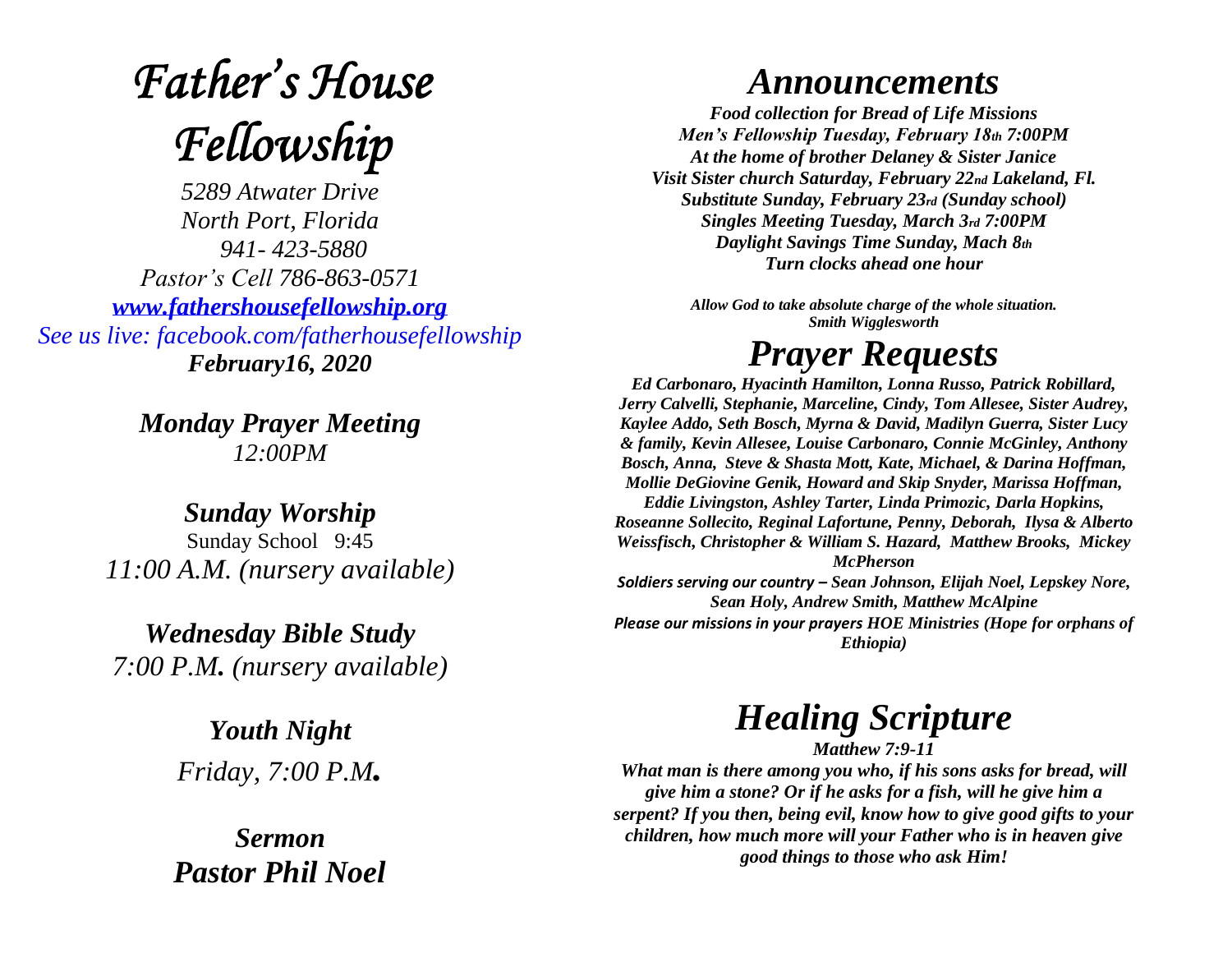# *Father's House Fellowship*

*5289 Atwater Drive*
*North Port, Florida*
*941- 423-5880*
*Pastor's Cell 786-863-0571*
*[www.fathershousefellowship.org](http://www.fathershousefellowship.org)*
*See us live: facebook.com/fatherhousefellowship*
***February16, 2020***

***Monday Prayer Meeting***
*12:00PM*

***Sunday Worship***
Sunday School 9:45
*11:00 A.M. (nursery available)*

***Wednesday Bible Study***
*7:00 P.M. (nursery available)*

***Youth Night***
*Friday, 7:00 P.M.*

***Sermon***
***Pastor Phil Noel***

# *Announcements*

***Food collection for Bread of Life Missions***
***Men's Fellowship Tuesday, February 18th 7:00PM***
***At the home of brother Delaney & Sister Janice***
***Visit Sister church Saturday, February 22nd Lakeland, Fl.***
***Substitute Sunday, February 23rd (Sunday school)***
***Singles Meeting Tuesday, March 3rd 7:00PM***
***Daylight Savings Time Sunday, Mach 8th***
***Turn clocks ahead one hour***

***Allow God to take absolute charge of the whole situation.***
***Smith Wigglesworth***

# *Prayer Requests*

***Ed Carbonaro, Hyacinth Hamilton, Lonna Russo, Patrick Robillard, Jerry Calvelli, Stephanie, Marceline, Cindy, Tom Allesee, Sister Audrey, Kaylee Addo, Seth Bosch, Myrna & David, Madilyn Guerra, Sister Lucy & family, Kevin Allesee, Louise Carbonaro, Connie McGinley, Anthony Bosch, Anna, Steve & Shasta Mott, Kate, Michael, & Darina Hoffman, Mollie DeGiovine Genik, Howard and Skip Snyder, Marissa Hoffman, Eddie Livingston, Ashley Tarter, Linda Primozic, Darla Hopkins, Roseanne Sollecito, Reginal Lafortune, Penny, Deborah, Ilysa & Alberto Weissfisch, Christopher & William S. Hazard, Matthew Brooks, Mickey McPherson***

***Soldiers serving our country – Sean Johnson, Elijah Noel, Lepskey Nore, Sean Holy, Andrew Smith, Matthew McAlpine***

***Please our missions in your prayers HOE Ministries (Hope for orphans of Ethiopia)***

# *Healing Scripture*

***Matthew 7:9-11***

***What man is there among you who, if his sons asks for bread, will give him a stone? Or if he asks for a fish, will he give him a serpent? If you then, being evil, know how to give good gifts to your children, how much more will your Father who is in heaven give good things to those who ask Him!***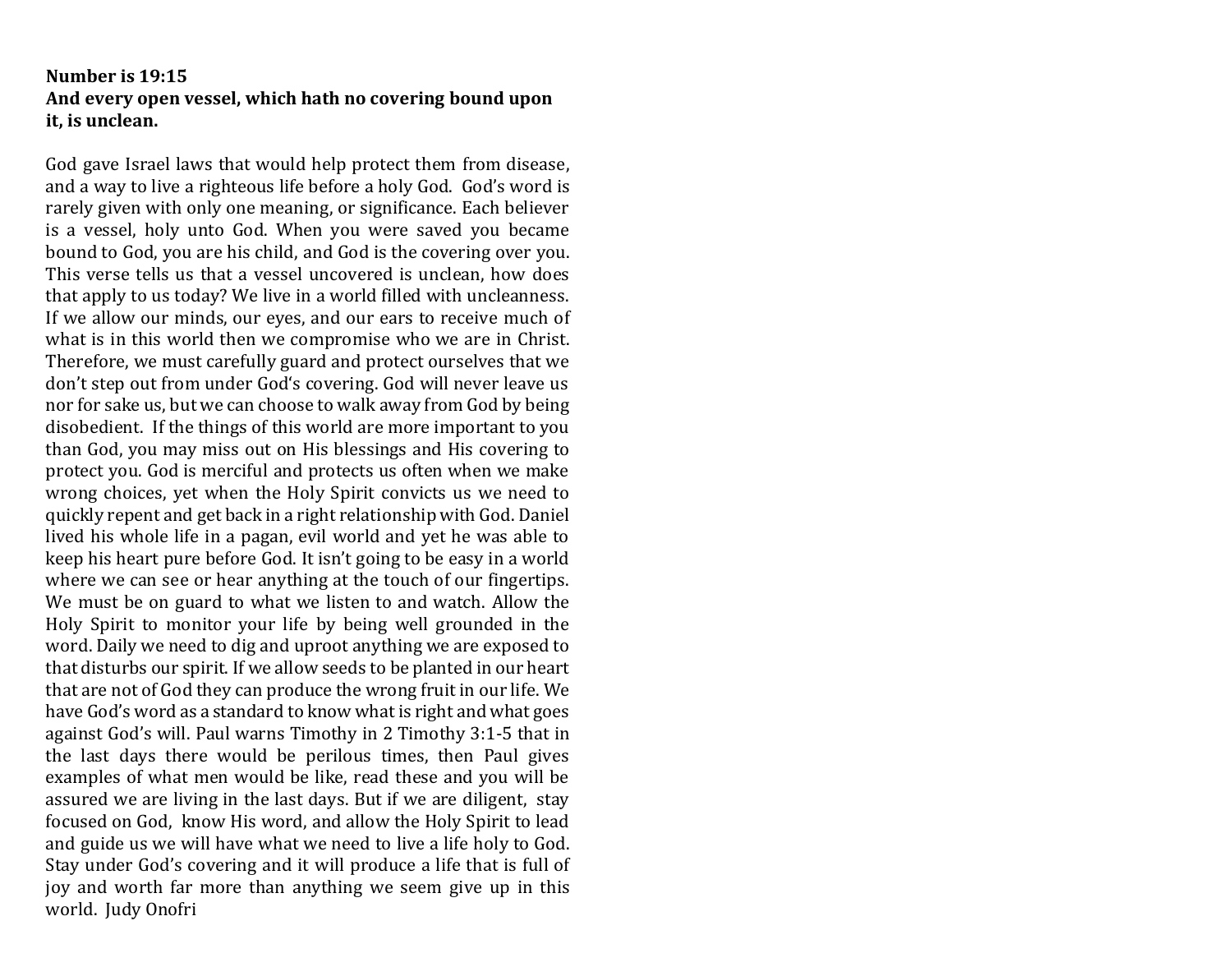**Number is 19:15**
**And every open vessel, which hath no covering bound upon it, is unclean.**

God gave Israel laws that would help protect them from disease, and a way to live a righteous life before a holy God. God's word is rarely given with only one meaning, or significance. Each believer is a vessel, holy unto God. When you were saved you became bound to God, you are his child, and God is the covering over you. This verse tells us that a vessel uncovered is unclean, how does that apply to us today? We live in a world filled with uncleanness. If we allow our minds, our eyes, and our ears to receive much of what is in this world then we compromise who we are in Christ. Therefore, we must carefully guard and protect ourselves that we don't step out from under God's covering. God will never leave us nor for sake us, but we can choose to walk away from God by being disobedient. If the things of this world are more important to you than God, you may miss out on His blessings and His covering to protect you. God is merciful and protects us often when we make wrong choices, yet when the Holy Spirit convicts us we need to quickly repent and get back in a right relationship with God. Daniel lived his whole life in a pagan, evil world and yet he was able to keep his heart pure before God. It isn't going to be easy in a world where we can see or hear anything at the touch of our fingertips. We must be on guard to what we listen to and watch. Allow the Holy Spirit to monitor your life by being well grounded in the word. Daily we need to dig and uproot anything we are exposed to that disturbs our spirit. If we allow seeds to be planted in our heart that are not of God they can produce the wrong fruit in our life. We have God's word as a standard to know what is right and what goes against God's will. Paul warns Timothy in 2 Timothy 3:1-5 that in the last days there would be perilous times, then Paul gives examples of what men would be like, read these and you will be assured we are living in the last days. But if we are diligent, stay focused on God, know His word, and allow the Holy Spirit to lead and guide us we will have what we need to live a life holy to God. Stay under God's covering and it will produce a life that is full of joy and worth far more than anything we seem give up in this world. Judy Onofri